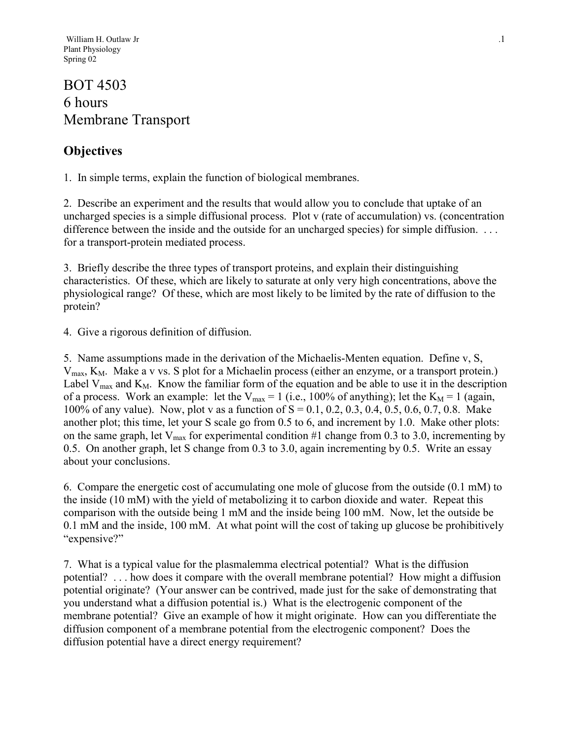William H. Outlaw Jr
Plant Physiology
Spring 02

# BOT 4503
# 6 hours
# Membrane Transport

## Objectives

1. In simple terms, explain the function of biological membranes.

2. Describe an experiment and the results that would allow you to conclude that uptake of an uncharged species is a simple diffusional process. Plot v (rate of accumulation) vs. (concentration difference between the inside and the outside for an uncharged species) for simple diffusion. . . . for a transport-protein mediated process.

3. Briefly describe the three types of transport proteins, and explain their distinguishing characteristics. Of these, which are likely to saturate at only very high concentrations, above the physiological range? Of these, which are most likely to be limited by the rate of diffusion to the protein?

4. Give a rigorous definition of diffusion.

5. Name assumptions made in the derivation of the Michaelis-Menten equation. Define v, S, $V_{max}$, $K_M$. Make a v vs. S plot for a Michaelin process (either an enzyme, or a transport protein.) Label $V_{max}$ and $K_M$. Know the familiar form of the equation and be able to use it in the description of a process. Work an example: let the $V_{max}$ = 1 (i.e., 100% of anything); let the $K_M$ = 1 (again, 100% of any value). Now, plot v as a function of S = 0.1, 0.2, 0.3, 0.4, 0.5, 0.6, 0.7, 0.8. Make another plot; this time, let your S scale go from 0.5 to 6, and increment by 1.0. Make other plots: on the same graph, let $V_{max}$ for experimental condition #1 change from 0.3 to 3.0, incrementing by 0.5. On another graph, let S change from 0.3 to 3.0, again incrementing by 0.5. Write an essay about your conclusions.

6. Compare the energetic cost of accumulating one mole of glucose from the outside (0.1 mM) to the inside (10 mM) with the yield of metabolizing it to carbon dioxide and water. Repeat this comparison with the outside being 1 mM and the inside being 100 mM. Now, let the outside be 0.1 mM and the inside, 100 mM. At what point will the cost of taking up glucose be prohibitively "expensive?"

7. What is a typical value for the plasmalemma electrical potential? What is the diffusion potential? . . . how does it compare with the overall membrane potential? How might a diffusion potential originate? (Your answer can be contrived, made just for the sake of demonstrating that you understand what a diffusion potential is.) What is the electrogenic component of the membrane potential? Give an example of how it might originate. How can you differentiate the diffusion component of a membrane potential from the electrogenic component? Does the diffusion potential have a direct energy requirement?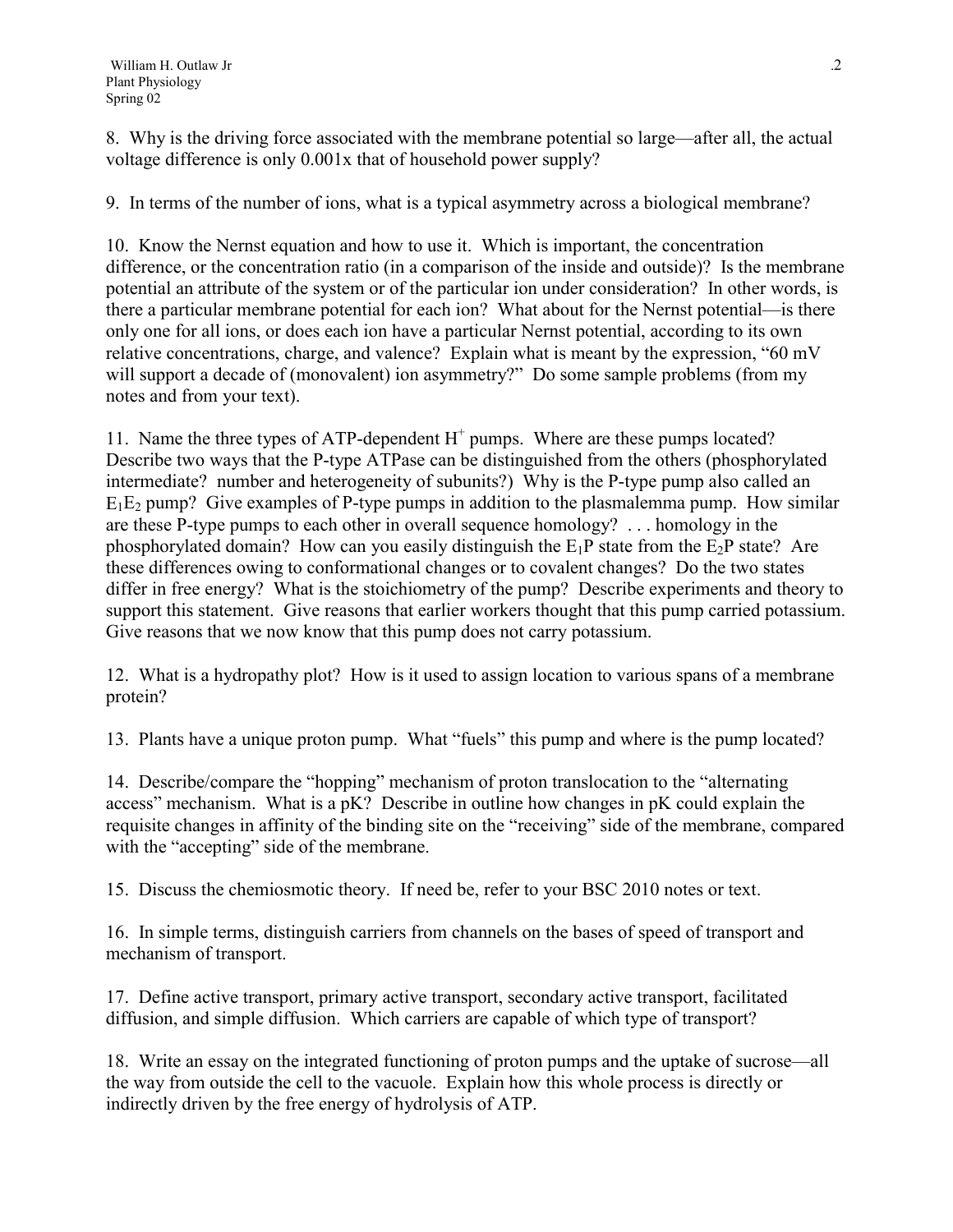8. Why is the driving force associated with the membrane potential so large—after all, the actual voltage difference is only 0.001x that of household power supply?

9. In terms of the number of ions, what is a typical asymmetry across a biological membrane?

10. Know the Nernst equation and how to use it. Which is important, the concentration difference, or the concentration ratio (in a comparison of the inside and outside)? Is the membrane potential an attribute of the system or of the particular ion under consideration? In other words, is there a particular membrane potential for each ion? What about for the Nernst potential—is there only one for all ions, or does each ion have a particular Nernst potential, according to its own relative concentrations, charge, and valence? Explain what is meant by the expression, "60 mV will support a decade of (monovalent) ion asymmetry?" Do some sample problems (from my notes and from your text).

11. Name the three types of ATP-dependent $H^+$ pumps. Where are these pumps located? Describe two ways that the P-type ATPase can be distinguished from the others (phosphorylated intermediate? number and heterogeneity of subunits?) Why is the P-type pump also called an $E_1E_2$ pump? Give examples of P-type pumps in addition to the plasmalemma pump. How similar are these P-type pumps to each other in overall sequence homology? . . . homology in the phosphorylated domain? How can you easily distinguish the $E_1P$ state from the $E_2P$ state? Are these differences owing to conformational changes or to covalent changes? Do the two states differ in free energy? What is the stoichiometry of the pump? Describe experiments and theory to support this statement. Give reasons that earlier workers thought that this pump carried potassium. Give reasons that we now know that this pump does not carry potassium.

12. What is a hydropathy plot? How is it used to assign location to various spans of a membrane protein?

13. Plants have a unique proton pump. What "fuels" this pump and where is the pump located?

14. Describe/compare the "hopping" mechanism of proton translocation to the "alternating access" mechanism. What is a pK? Describe in outline how changes in pK could explain the requisite changes in affinity of the binding site on the "receiving" side of the membrane, compared with the "accepting" side of the membrane.

15. Discuss the chemiosmotic theory. If need be, refer to your BSC 2010 notes or text.

16. In simple terms, distinguish carriers from channels on the bases of speed of transport and mechanism of transport.

17. Define active transport, primary active transport, secondary active transport, facilitated diffusion, and simple diffusion. Which carriers are capable of which type of transport?

18. Write an essay on the integrated functioning of proton pumps and the uptake of sucrose—all the way from outside the cell to the vacuole. Explain how this whole process is directly or indirectly driven by the free energy of hydrolysis of ATP.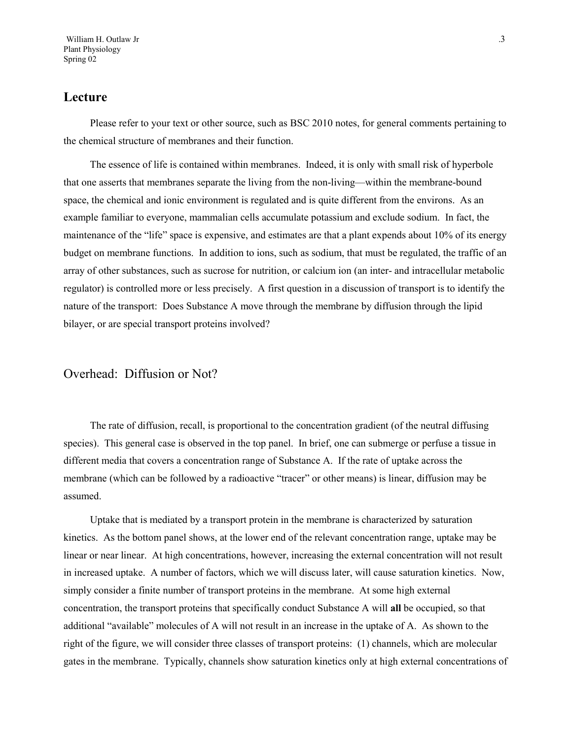## Lecture

Please refer to your text or other source, such as BSC 2010 notes, for general comments pertaining to the chemical structure of membranes and their function.

The essence of life is contained within membranes. Indeed, it is only with small risk of hyperbole that one asserts that membranes separate the living from the non-living—within the membrane-bound space, the chemical and ionic environment is regulated and is quite different from the environs. As an example familiar to everyone, mammalian cells accumulate potassium and exclude sodium. In fact, the maintenance of the "life" space is expensive, and estimates are that a plant expends about 10% of its energy budget on membrane functions. In addition to ions, such as sodium, that must be regulated, the traffic of an array of other substances, such as sucrose for nutrition, or calcium ion (an inter- and intracellular metabolic regulator) is controlled more or less precisely. A first question in a discussion of transport is to identify the nature of the transport: Does Substance A move through the membrane by diffusion through the lipid bilayer, or are special transport proteins involved?

### Overhead: Diffusion or Not?

The rate of diffusion, recall, is proportional to the concentration gradient (of the neutral diffusing species). This general case is observed in the top panel. In brief, one can submerge or perfuse a tissue in different media that covers a concentration range of Substance A. If the rate of uptake across the membrane (which can be followed by a radioactive "tracer" or other means) is linear, diffusion may be assumed.

Uptake that is mediated by a transport protein in the membrane is characterized by saturation kinetics. As the bottom panel shows, at the lower end of the relevant concentration range, uptake may be linear or near linear. At high concentrations, however, increasing the external concentration will not result in increased uptake. A number of factors, which we will discuss later, will cause saturation kinetics. Now, simply consider a finite number of transport proteins in the membrane. At some high external concentration, the transport proteins that specifically conduct Substance A will **all** be occupied, so that additional "available" molecules of A will not result in an increase in the uptake of A. As shown to the right of the figure, we will consider three classes of transport proteins: (1) channels, which are molecular gates in the membrane. Typically, channels show saturation kinetics only at high external concentrations of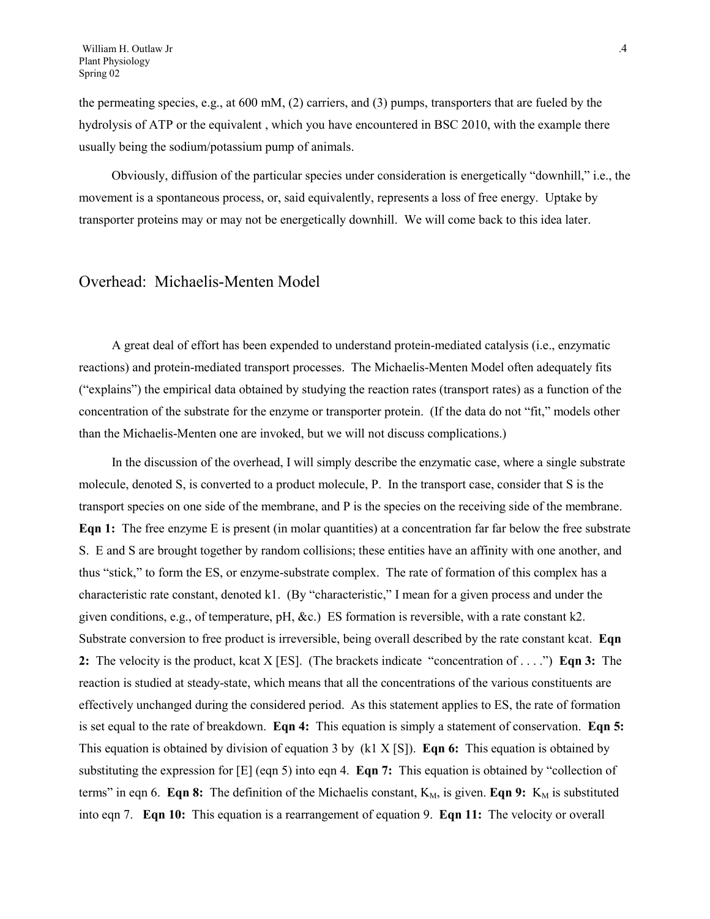the permeating species, e.g., at 600 mM, (2) carriers, and (3) pumps, transporters that are fueled by the hydrolysis of ATP or the equivalent , which you have encountered in BSC 2010, with the example there usually being the sodium/potassium pump of animals.

Obviously, diffusion of the particular species under consideration is energetically "downhill," i.e., the movement is a spontaneous process, or, said equivalently, represents a loss of free energy. Uptake by transporter proteins may or may not be energetically downhill. We will come back to this idea later.

## Overhead: Michaelis-Menten Model

A great deal of effort has been expended to understand protein-mediated catalysis (i.e., enzymatic reactions) and protein-mediated transport processes. The Michaelis-Menten Model often adequately fits ("explains") the empirical data obtained by studying the reaction rates (transport rates) as a function of the concentration of the substrate for the enzyme or transporter protein. (If the data do not "fit," models other than the Michaelis-Menten one are invoked, but we will not discuss complications.)

In the discussion of the overhead, I will simply describe the enzymatic case, where a single substrate molecule, denoted S, is converted to a product molecule, P. In the transport case, consider that S is the transport species on one side of the membrane, and P is the species on the receiving side of the membrane. **Eqn 1:** The free enzyme E is present (in molar quantities) at a concentration far far below the free substrate S. E and S are brought together by random collisions; these entities have an affinity with one another, and thus "stick," to form the ES, or enzyme-substrate complex. The rate of formation of this complex has a characteristic rate constant, denoted k1. (By "characteristic," I mean for a given process and under the given conditions, e.g., of temperature, pH, &c.) ES formation is reversible, with a rate constant k2. Substrate conversion to free product is irreversible, being overall described by the rate constant kcat. **Eqn 2:** The velocity is the product, kcat X [ES]. (The brackets indicate "concentration of . . . .") **Eqn 3:** The reaction is studied at steady-state, which means that all the concentrations of the various constituents are effectively unchanged during the considered period. As this statement applies to ES, the rate of formation is set equal to the rate of breakdown. **Eqn 4:** This equation is simply a statement of conservation. **Eqn 5:** This equation is obtained by division of equation 3 by (k1 X [S]). **Eqn 6:** This equation is obtained by substituting the expression for [E] (eqn 5) into eqn 4. **Eqn 7:** This equation is obtained by "collection of terms" in eqn 6. **Eqn 8:** The definition of the Michaelis constant, $K_M$, is given. **Eqn 9:** $K_M$ is substituted into eqn 7. **Eqn 10:** This equation is a rearrangement of equation 9. **Eqn 11:** The velocity or overall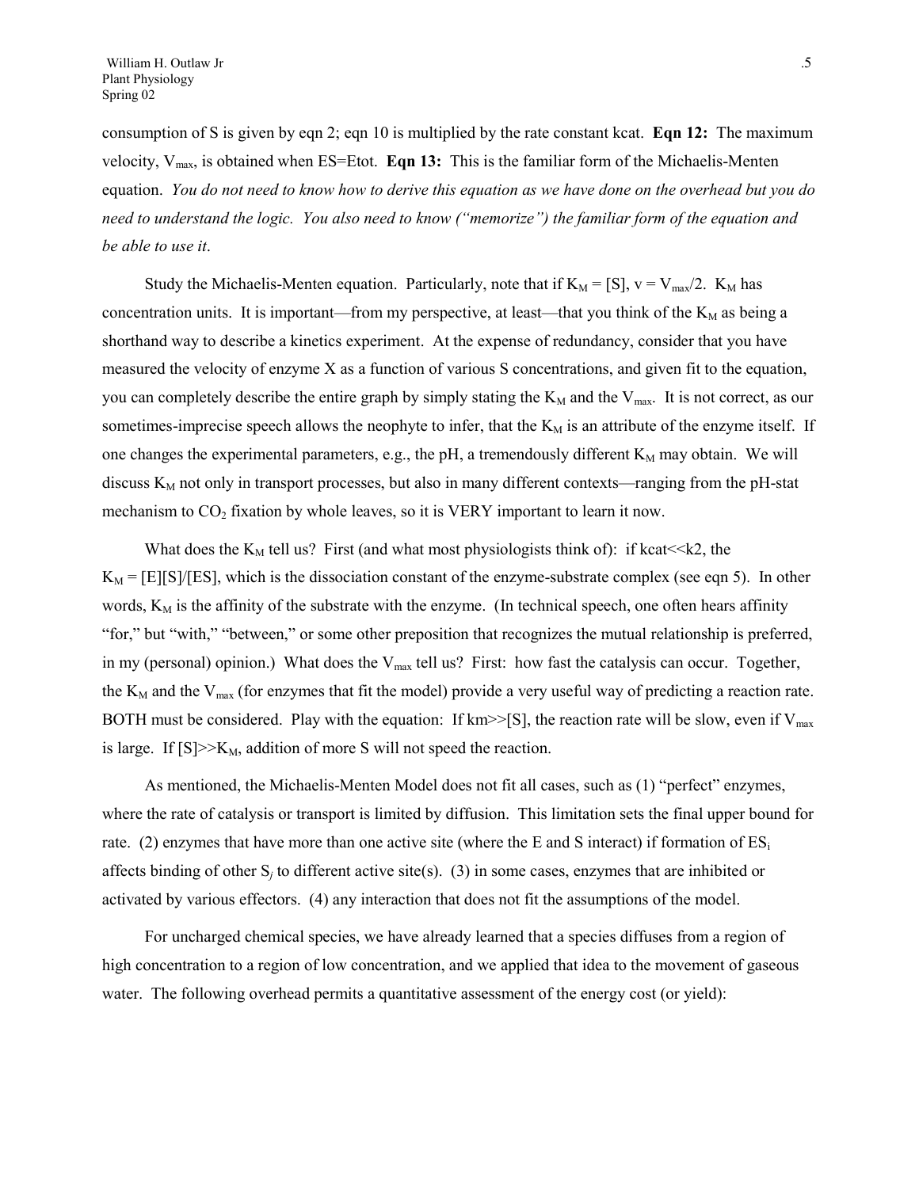consumption of S is given by eqn 2; eqn 10 is multiplied by the rate constant kcat. **Eqn 12:** The maximum velocity, $V_{max}$, is obtained when ES=Etot. **Eqn 13:** This is the familiar form of the Michaelis-Menten equation. *You do not need to know how to derive this equation as we have done on the overhead but you do need to understand the logic. You also need to know ("memorize") the familiar form of the equation and be able to use it*.

Study the Michaelis-Menten equation. Particularly, note that if $K_M$ = [S], v = $V_{max}$/2. $K_M$ has concentration units. It is important—from my perspective, at least—that you think of the $K_M$ as being a shorthand way to describe a kinetics experiment. At the expense of redundancy, consider that you have measured the velocity of enzyme X as a function of various S concentrations, and given fit to the equation, you can completely describe the entire graph by simply stating the $K_M$ and the $V_{max}$. It is not correct, as our sometimes-imprecise speech allows the neophyte to infer, that the $K_M$ is an attribute of the enzyme itself. If one changes the experimental parameters, e.g., the pH, a tremendously different $K_M$ may obtain. We will discuss $K_M$ not only in transport processes, but also in many different contexts—ranging from the pH-stat mechanism to $CO_2$ fixation by whole leaves, so it is VERY important to learn it now.

What does the $K_M$ tell us? First (and what most physiologists think of): if kcat<<k2, the $K_M$ = [E][S]/[ES], which is the dissociation constant of the enzyme-substrate complex (see eqn 5). In other words, $K_M$ is the affinity of the substrate with the enzyme. (In technical speech, one often hears affinity "for," but "with," "between," or some other preposition that recognizes the mutual relationship is preferred, in my (personal) opinion.) What does the $V_{max}$ tell us? First: how fast the catalysis can occur. Together, the $K_M$ and the $V_{max}$ (for enzymes that fit the model) provide a very useful way of predicting a reaction rate. BOTH must be considered. Play with the equation: If km>>[S], the reaction rate will be slow, even if $V_{max}$ is large. If [S]>>$K_M$, addition of more S will not speed the reaction.

As mentioned, the Michaelis-Menten Model does not fit all cases, such as (1) "perfect" enzymes, where the rate of catalysis or transport is limited by diffusion. This limitation sets the final upper bound for rate. (2) enzymes that have more than one active site (where the E and S interact) if formation of $ES_i$ affects binding of other $S_j$ to different active site(s). (3) in some cases, enzymes that are inhibited or activated by various effectors. (4) any interaction that does not fit the assumptions of the model.

For uncharged chemical species, we have already learned that a species diffuses from a region of high concentration to a region of low concentration, and we applied that idea to the movement of gaseous water. The following overhead permits a quantitative assessment of the energy cost (or yield):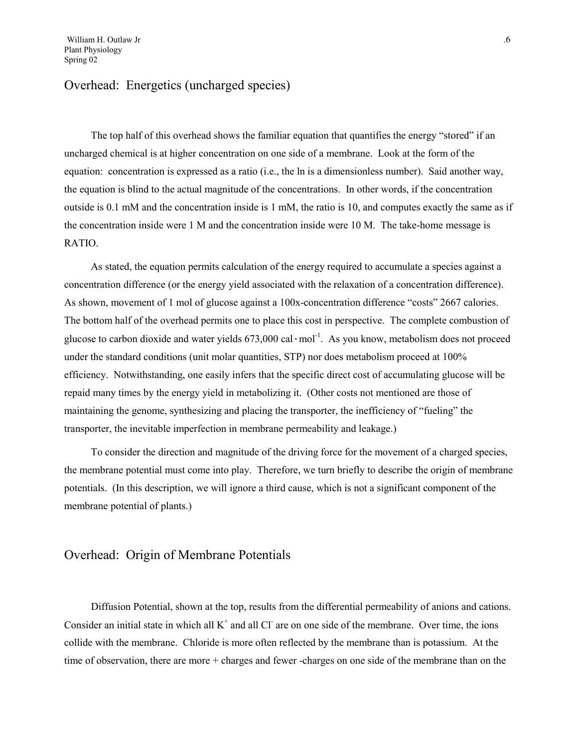## Overhead: Energetics (uncharged species)

The top half of this overhead shows the familiar equation that quantifies the energy "stored" if an uncharged chemical is at higher concentration on one side of a membrane. Look at the form of the equation: concentration is expressed as a ratio (i.e., the ln is a dimensionless number). Said another way, the equation is blind to the actual magnitude of the concentrations. In other words, if the concentration outside is 0.1 mM and the concentration inside is 1 mM, the ratio is 10, and computes exactly the same as if the concentration inside were 1 M and the concentration inside were 10 M. The take-home message is RATIO.

As stated, the equation permits calculation of the energy required to accumulate a species against a concentration difference (or the energy yield associated with the relaxation of a concentration difference). As shown, movement of 1 mol of glucose against a 100x-concentration difference "costs" 2667 calories. The bottom half of the overhead permits one to place this cost in perspective. The complete combustion of glucose to carbon dioxide and water yields 673,000 $\mathrm{cal \cdot mol^{-1}}$. As you know, metabolism does not proceed under the standard conditions (unit molar quantities, STP) nor does metabolism proceed at 100% efficiency. Notwithstanding, one easily infers that the specific direct cost of accumulating glucose will be repaid many times by the energy yield in metabolizing it. (Other costs not mentioned are those of maintaining the genome, synthesizing and placing the transporter, the inefficiency of "fueling" the transporter, the inevitable imperfection in membrane permeability and leakage.)

To consider the direction and magnitude of the driving force for the movement of a charged species, the membrane potential must come into play. Therefore, we turn briefly to describe the origin of membrane potentials. (In this description, we will ignore a third cause, which is not a significant component of the membrane potential of plants.)

## Overhead: Origin of Membrane Potentials

Diffusion Potential, shown at the top, results from the differential permeability of anions and cations. Consider an initial state in which all $K^+$ and all $Cl^-$ are on one side of the membrane. Over time, the ions collide with the membrane. Chloride is more often reflected by the membrane than is potassium. At the time of observation, there are more + charges and fewer -charges on one side of the membrane than on the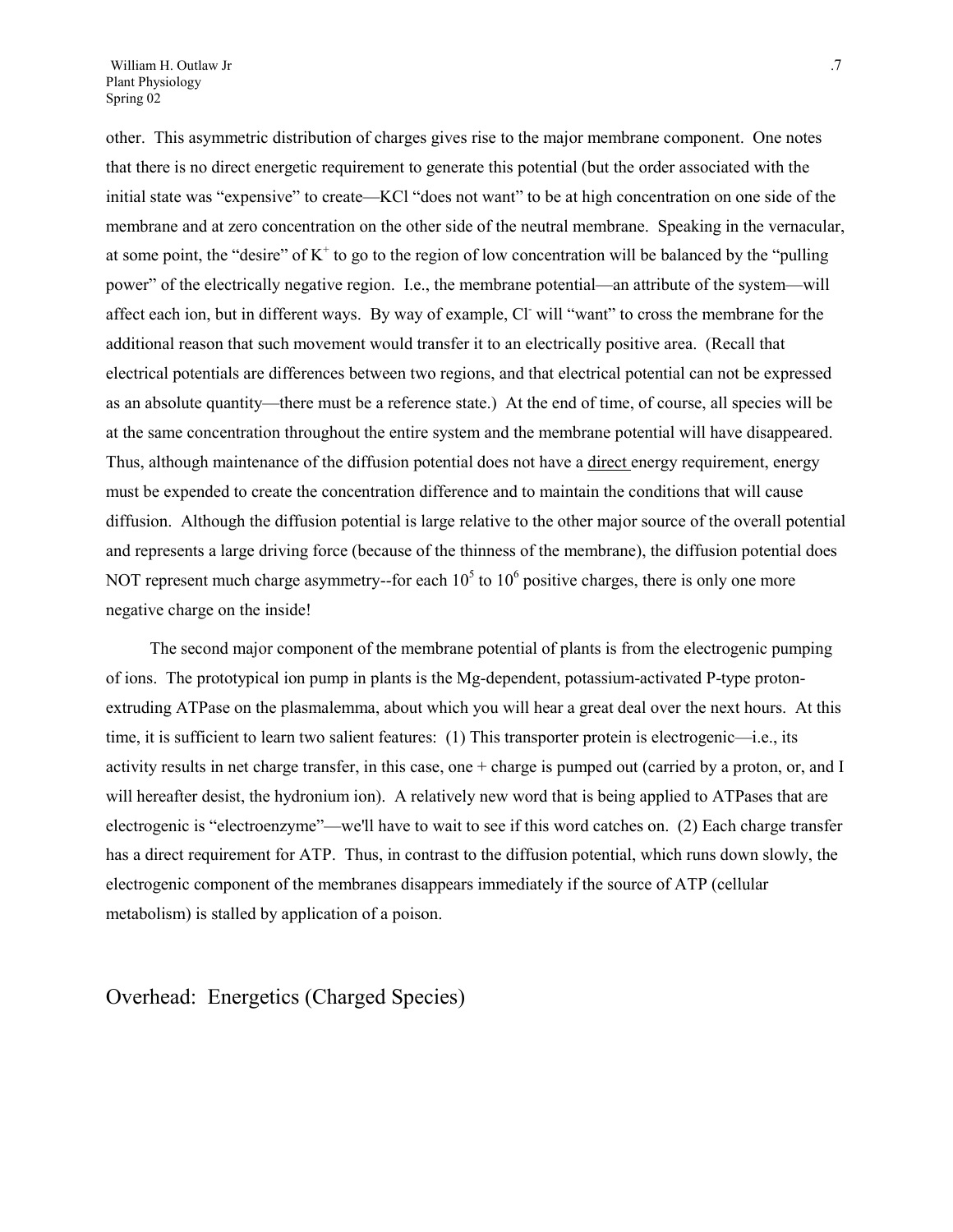other. This asymmetric distribution of charges gives rise to the major membrane component. One notes that there is no direct energetic requirement to generate this potential (but the order associated with the initial state was "expensive" to create—KCl "does not want" to be at high concentration on one side of the membrane and at zero concentration on the other side of the neutral membrane. Speaking in the vernacular, at some point, the "desire" of $K^+$ to go to the region of low concentration will be balanced by the "pulling power" of the electrically negative region. I.e., the membrane potential—an attribute of the system—will affect each ion, but in different ways. By way of example, $Cl^-$ will "want" to cross the membrane for the additional reason that such movement would transfer it to an electrically positive area. (Recall that electrical potentials are differences between two regions, and that electrical potential can not be expressed as an absolute quantity—there must be a reference state.) At the end of time, of course, all species will be at the same concentration throughout the entire system and the membrane potential will have disappeared. Thus, although maintenance of the diffusion potential does not have a direct energy requirement, energy must be expended to create the concentration difference and to maintain the conditions that will cause diffusion. Although the diffusion potential is large relative to the other major source of the overall potential and represents a large driving force (because of the thinness of the membrane), the diffusion potential does NOT represent much charge asymmetry--for each $10^5$ to $10^6$ positive charges, there is only one more negative charge on the inside!

The second major component of the membrane potential of plants is from the electrogenic pumping of ions. The prototypical ion pump in plants is the Mg-dependent, potassium-activated P-type proton-extruding ATPase on the plasmalemma, about which you will hear a great deal over the next hours. At this time, it is sufficient to learn two salient features: (1) This transporter protein is electrogenic—i.e., its activity results in net charge transfer, in this case, one + charge is pumped out (carried by a proton, or, and I will hereafter desist, the hydronium ion). A relatively new word that is being applied to ATPases that are electrogenic is "electroenzyme"—we'll have to wait to see if this word catches on. (2) Each charge transfer has a direct requirement for ATP. Thus, in contrast to the diffusion potential, which runs down slowly, the electrogenic component of the membranes disappears immediately if the source of ATP (cellular metabolism) is stalled by application of a poison.

## Overhead: Energetics (Charged Species)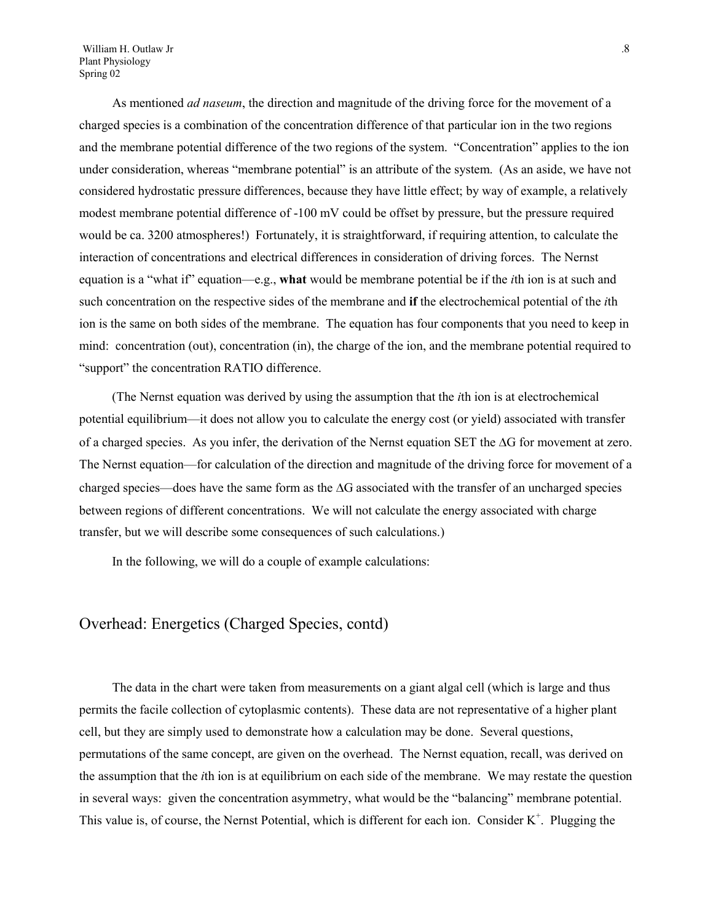As mentioned *ad naseum*, the direction and magnitude of the driving force for the movement of a charged species is a combination of the concentration difference of that particular ion in the two regions and the membrane potential difference of the two regions of the system. "Concentration" applies to the ion under consideration, whereas "membrane potential" is an attribute of the system. (As an aside, we have not considered hydrostatic pressure differences, because they have little effect; by way of example, a relatively modest membrane potential difference of -100 mV could be offset by pressure, but the pressure required would be ca. 3200 atmospheres!) Fortunately, it is straightforward, if requiring attention, to calculate the interaction of concentrations and electrical differences in consideration of driving forces. The Nernst equation is a "what if" equation—e.g., **what** would be membrane potential be if the *i*th ion is at such and such concentration on the respective sides of the membrane and **if** the electrochemical potential of the *i*th ion is the same on both sides of the membrane. The equation has four components that you need to keep in mind: concentration (out), concentration (in), the charge of the ion, and the membrane potential required to "support" the concentration RATIO difference.

(The Nernst equation was derived by using the assumption that the *i*th ion is at electrochemical potential equilibrium—it does not allow you to calculate the energy cost (or yield) associated with transfer of a charged species. As you infer, the derivation of the Nernst equation SET the $\Delta G$ for movement at zero. The Nernst equation—for calculation of the direction and magnitude of the driving force for movement of a charged species—does have the same form as the $\Delta G$ associated with the transfer of an uncharged species between regions of different concentrations. We will not calculate the energy associated with charge transfer, but we will describe some consequences of such calculations.)

In the following, we will do a couple of example calculations:

## Overhead: Energetics (Charged Species, contd)

The data in the chart were taken from measurements on a giant algal cell (which is large and thus permits the facile collection of cytoplasmic contents). These data are not representative of a higher plant cell, but they are simply used to demonstrate how a calculation may be done. Several questions, permutations of the same concept, are given on the overhead. The Nernst equation, recall, was derived on the assumption that the *i*th ion is at equilibrium on each side of the membrane. We may restate the question in several ways: given the concentration asymmetry, what would be the "balancing" membrane potential. This value is, of course, the Nernst Potential, which is different for each ion. Consider $K^+$. Plugging the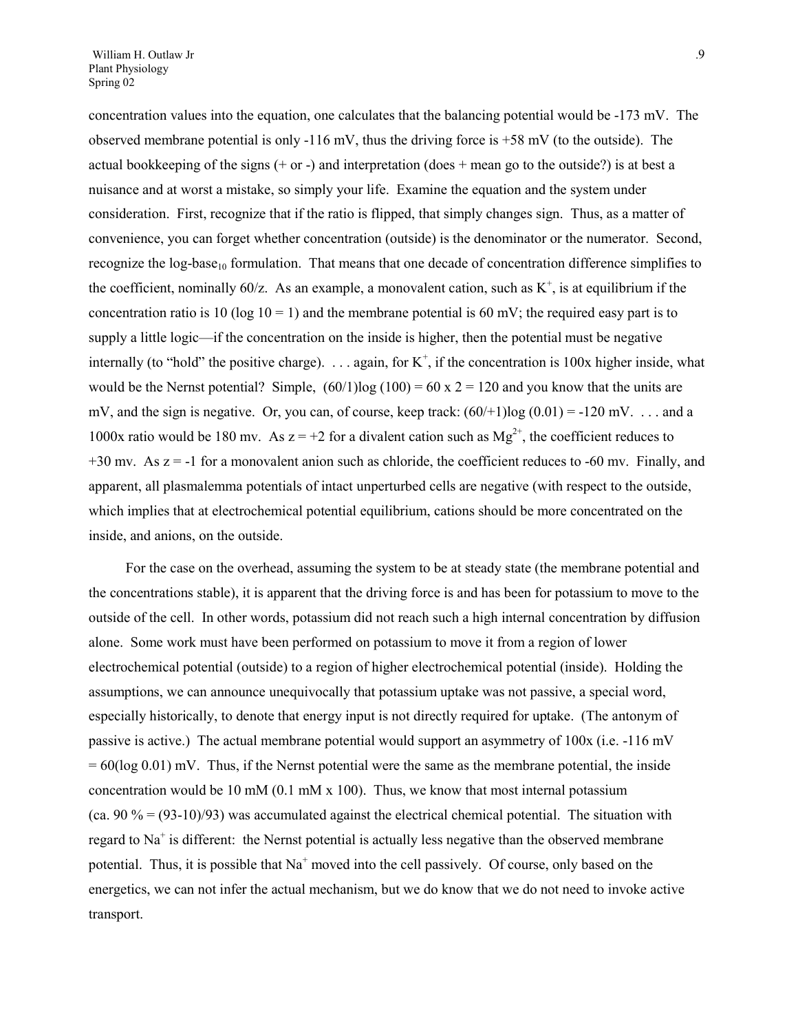concentration values into the equation, one calculates that the balancing potential would be -173 mV. The observed membrane potential is only -116 mV, thus the driving force is +58 mV (to the outside). The actual bookkeeping of the signs (+ or -) and interpretation (does + mean go to the outside?) is at best a nuisance and at worst a mistake, so simply your life. Examine the equation and the system under consideration. First, recognize that if the ratio is flipped, that simply changes sign. Thus, as a matter of convenience, you can forget whether concentration (outside) is the denominator or the numerator. Second, recognize the log-base$_{10}$ formulation. That means that one decade of concentration difference simplifies to the coefficient, nominally 60/z. As an example, a monovalent cation, such as $K^+$, is at equilibrium if the concentration ratio is 10 (log 10 = 1) and the membrane potential is 60 mV; the required easy part is to supply a little logic—if the concentration on the inside is higher, then the potential must be negative internally (to "hold" the positive charge). . . . again, for $K^+$, if the concentration is 100x higher inside, what would be the Nernst potential? Simple, $(60/1)\log(100) = 60 \times 2 = 120$ and you know that the units are mV, and the sign is negative. Or, you can, of course, keep track: $(60/{+1})\log(0.01) = -120$ mV. . . . and a 1000x ratio would be 180 mv. As z = +2 for a divalent cation such as $Mg^{2+}$, the coefficient reduces to +30 mv. As z = -1 for a monovalent anion such as chloride, the coefficient reduces to -60 mv. Finally, and apparent, all plasmalemma potentials of intact unperturbed cells are negative (with respect to the outside, which implies that at electrochemical potential equilibrium, cations should be more concentrated on the inside, and anions, on the outside.

For the case on the overhead, assuming the system to be at steady state (the membrane potential and the concentrations stable), it is apparent that the driving force is and has been for potassium to move to the outside of the cell. In other words, potassium did not reach such a high internal concentration by diffusion alone. Some work must have been performed on potassium to move it from a region of lower electrochemical potential (outside) to a region of higher electrochemical potential (inside). Holding the assumptions, we can announce unequivocally that potassium uptake was not passive, a special word, especially historically, to denote that energy input is not directly required for uptake. (The antonym of passive is active.) The actual membrane potential would support an asymmetry of 100x (i.e. -116 mV = 60(log 0.01) mV. Thus, if the Nernst potential were the same as the membrane potential, the inside concentration would be 10 mM (0.1 mM x 100). Thus, we know that most internal potassium (ca. 90 % = (93-10)/93) was accumulated against the electrical chemical potential. The situation with regard to $Na^+$ is different: the Nernst potential is actually less negative than the observed membrane potential. Thus, it is possible that $Na^+$ moved into the cell passively. Of course, only based on the energetics, we can not infer the actual mechanism, but we do know that we do not need to invoke active transport.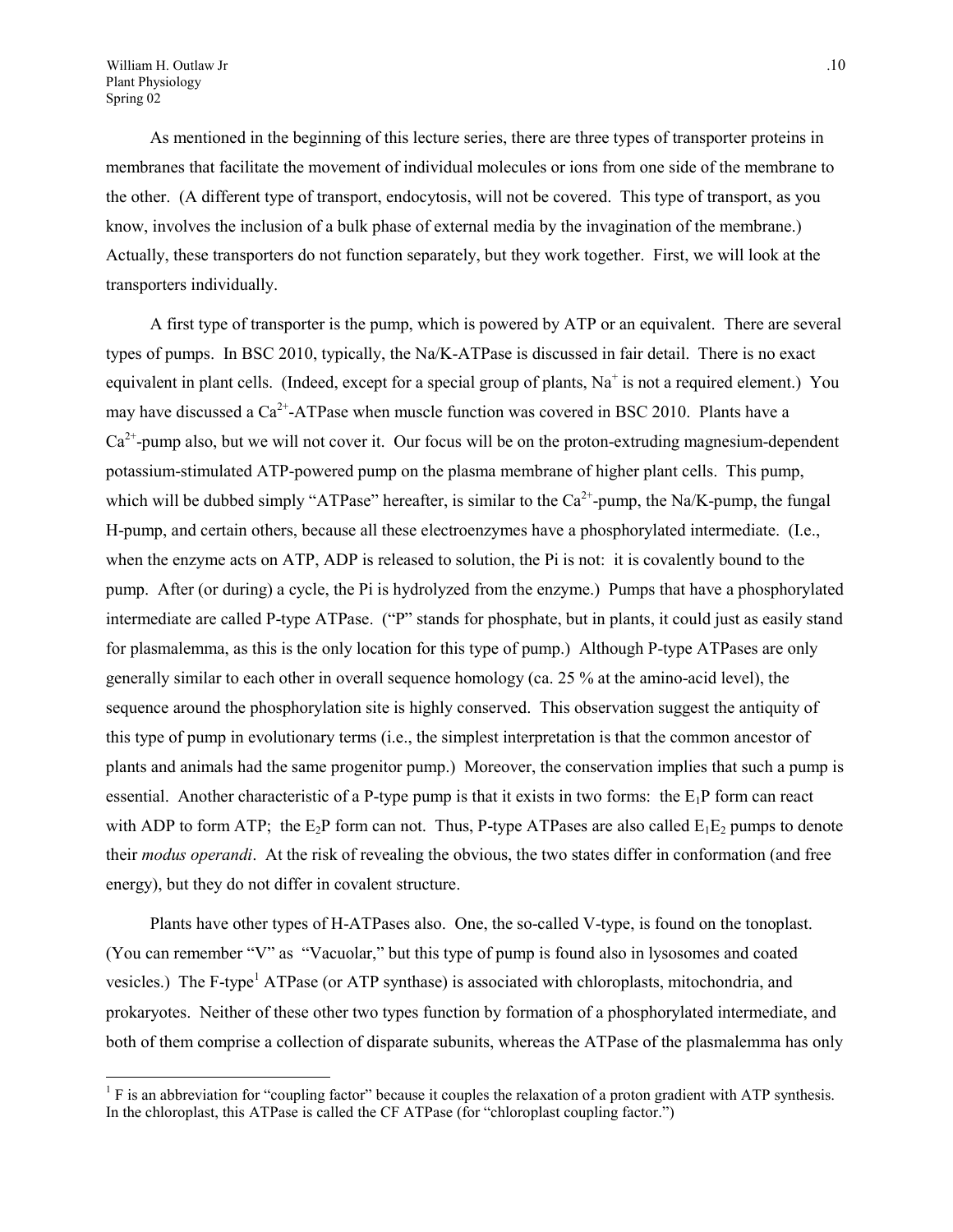As mentioned in the beginning of this lecture series, there are three types of transporter proteins in membranes that facilitate the movement of individual molecules or ions from one side of the membrane to the other. (A different type of transport, endocytosis, will not be covered. This type of transport, as you know, involves the inclusion of a bulk phase of external media by the invagination of the membrane.) Actually, these transporters do not function separately, but they work together. First, we will look at the transporters individually.

A first type of transporter is the pump, which is powered by ATP or an equivalent. There are several types of pumps. In BSC 2010, typically, the Na/K-ATPase is discussed in fair detail. There is no exact equivalent in plant cells. (Indeed, except for a special group of plants, $Na^+$ is not a required element.) You may have discussed a $Ca^{2+}$-ATPase when muscle function was covered in BSC 2010. Plants have a $Ca^{2+}$-pump also, but we will not cover it. Our focus will be on the proton-extruding magnesium-dependent potassium-stimulated ATP-powered pump on the plasma membrane of higher plant cells. This pump, which will be dubbed simply "ATPase" hereafter, is similar to the $Ca^{2+}$-pump, the Na/K-pump, the fungal H-pump, and certain others, because all these electroenzymes have a phosphorylated intermediate. (I.e., when the enzyme acts on ATP, ADP is released to solution, the Pi is not: it is covalently bound to the pump. After (or during) a cycle, the Pi is hydrolyzed from the enzyme.) Pumps that have a phosphorylated intermediate are called P-type ATPase. ("P" stands for phosphate, but in plants, it could just as easily stand for plasmalemma, as this is the only location for this type of pump.) Although P-type ATPases are only generally similar to each other in overall sequence homology (ca. 25 % at the amino-acid level), the sequence around the phosphorylation site is highly conserved. This observation suggest the antiquity of this type of pump in evolutionary terms (i.e., the simplest interpretation is that the common ancestor of plants and animals had the same progenitor pump.) Moreover, the conservation implies that such a pump is essential. Another characteristic of a P-type pump is that it exists in two forms: the $E_1P$ form can react with ADP to form ATP; the $E_2P$ form can not. Thus, P-type ATPases are also called $E_1E_2$ pumps to denote their *modus operandi*. At the risk of revealing the obvious, the two states differ in conformation (and free energy), but they do not differ in covalent structure.

Plants have other types of H-ATPases also. One, the so-called V-type, is found on the tonoplast. (You can remember "V" as "Vacuolar," but this type of pump is found also in lysosomes and coated vesicles.) The F-type[1] ATPase (or ATP synthase) is associated with chloroplasts, mitochondria, and prokaryotes. Neither of these other two types function by formation of a phosphorylated intermediate, and both of them comprise a collection of disparate subunits, whereas the ATPase of the plasmalemma has only

---

[1] F is an abbreviation for "coupling factor" because it couples the relaxation of a proton gradient with ATP synthesis. In the chloroplast, this ATPase is called the CF ATPase (for "chloroplast coupling factor.")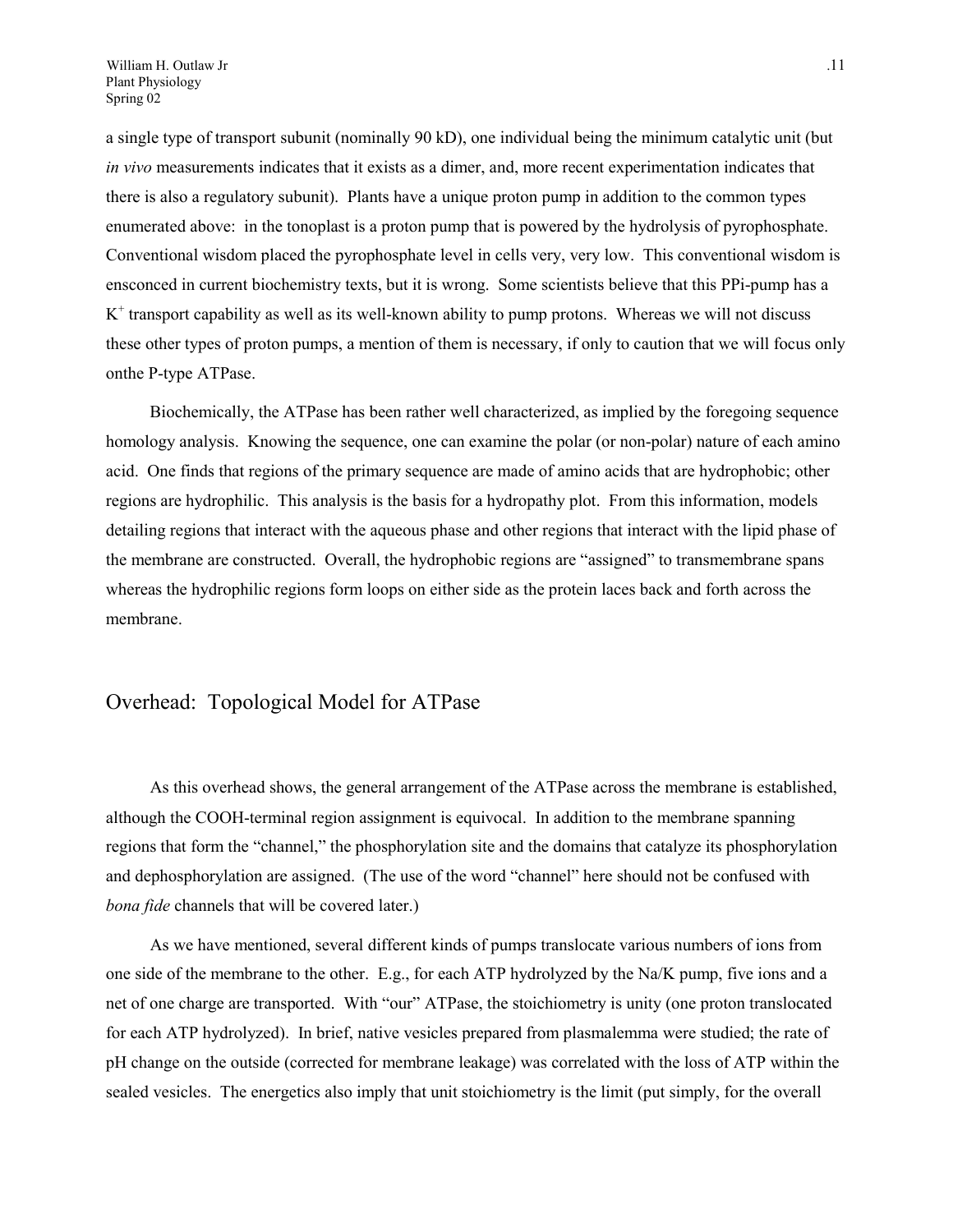a single type of transport subunit (nominally 90 kD), one individual being the minimum catalytic unit (but *in vivo* measurements indicates that it exists as a dimer, and, more recent experimentation indicates that there is also a regulatory subunit). Plants have a unique proton pump in addition to the common types enumerated above: in the tonoplast is a proton pump that is powered by the hydrolysis of pyrophosphate. Conventional wisdom placed the pyrophosphate level in cells very, very low. This conventional wisdom is ensconced in current biochemistry texts, but it is wrong. Some scientists believe that this PPi-pump has a $K^+$ transport capability as well as its well-known ability to pump protons. Whereas we will not discuss these other types of proton pumps, a mention of them is necessary, if only to caution that we will focus only onthe P-type ATPase.

Biochemically, the ATPase has been rather well characterized, as implied by the foregoing sequence homology analysis. Knowing the sequence, one can examine the polar (or non-polar) nature of each amino acid. One finds that regions of the primary sequence are made of amino acids that are hydrophobic; other regions are hydrophilic. This analysis is the basis for a hydropathy plot. From this information, models detailing regions that interact with the aqueous phase and other regions that interact with the lipid phase of the membrane are constructed. Overall, the hydrophobic regions are "assigned" to transmembrane spans whereas the hydrophilic regions form loops on either side as the protein laces back and forth across the membrane.

## Overhead: Topological Model for ATPase

As this overhead shows, the general arrangement of the ATPase across the membrane is established, although the COOH-terminal region assignment is equivocal. In addition to the membrane spanning regions that form the "channel," the phosphorylation site and the domains that catalyze its phosphorylation and dephosphorylation are assigned. (The use of the word "channel" here should not be confused with *bona fide* channels that will be covered later.)

As we have mentioned, several different kinds of pumps translocate various numbers of ions from one side of the membrane to the other. E.g., for each ATP hydrolyzed by the Na/K pump, five ions and a net of one charge are transported. With "our" ATPase, the stoichiometry is unity (one proton translocated for each ATP hydrolyzed). In brief, native vesicles prepared from plasmalemma were studied; the rate of pH change on the outside (corrected for membrane leakage) was correlated with the loss of ATP within the sealed vesicles. The energetics also imply that unit stoichiometry is the limit (put simply, for the overall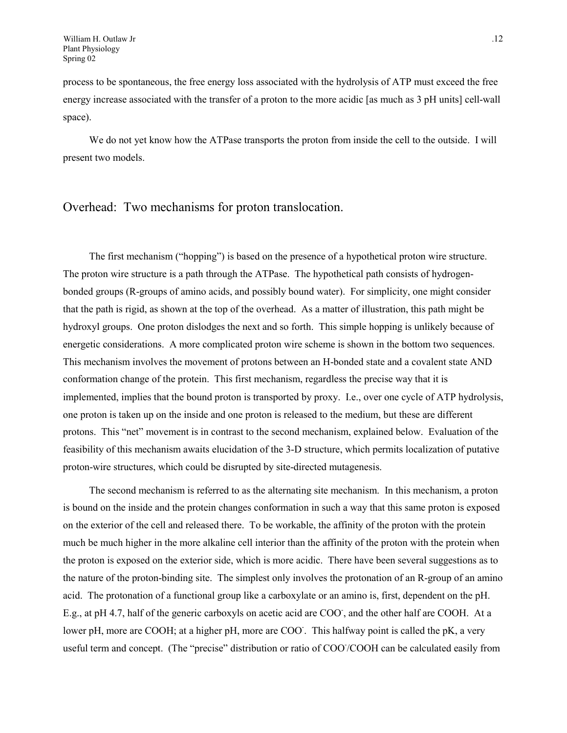process to be spontaneous, the free energy loss associated with the hydrolysis of ATP must exceed the free energy increase associated with the transfer of a proton to the more acidic [as much as 3 pH units] cell-wall space).

We do not yet know how the ATPase transports the proton from inside the cell to the outside. I will present two models.

## Overhead: Two mechanisms for proton translocation.

The first mechanism ("hopping") is based on the presence of a hypothetical proton wire structure. The proton wire structure is a path through the ATPase. The hypothetical path consists of hydrogen-bonded groups (R-groups of amino acids, and possibly bound water). For simplicity, one might consider that the path is rigid, as shown at the top of the overhead. As a matter of illustration, this path might be hydroxyl groups. One proton dislodges the next and so forth. This simple hopping is unlikely because of energetic considerations. A more complicated proton wire scheme is shown in the bottom two sequences. This mechanism involves the movement of protons between an H-bonded state and a covalent state AND conformation change of the protein. This first mechanism, regardless the precise way that it is implemented, implies that the bound proton is transported by proxy. I.e., over one cycle of ATP hydrolysis, one proton is taken up on the inside and one proton is released to the medium, but these are different protons. This "net" movement is in contrast to the second mechanism, explained below. Evaluation of the feasibility of this mechanism awaits elucidation of the 3-D structure, which permits localization of putative proton-wire structures, which could be disrupted by site-directed mutagenesis.

The second mechanism is referred to as the alternating site mechanism. In this mechanism, a proton is bound on the inside and the protein changes conformation in such a way that this same proton is exposed on the exterior of the cell and released there. To be workable, the affinity of the proton with the protein much be much higher in the more alkaline cell interior than the affinity of the proton with the protein when the proton is exposed on the exterior side, which is more acidic. There have been several suggestions as to the nature of the proton-binding site. The simplest only involves the protonation of an R-group of an amino acid. The protonation of a functional group like a carboxylate or an amino is, first, dependent on the pH. E.g., at pH 4.7, half of the generic carboxyls on acetic acid are $COO^-$, and the other half are COOH. At a lower pH, more are COOH; at a higher pH, more are $COO^-$. This halfway point is called the pK, a very useful term and concept. (The "precise" distribution or ratio of $COO^-$/COOH can be calculated easily from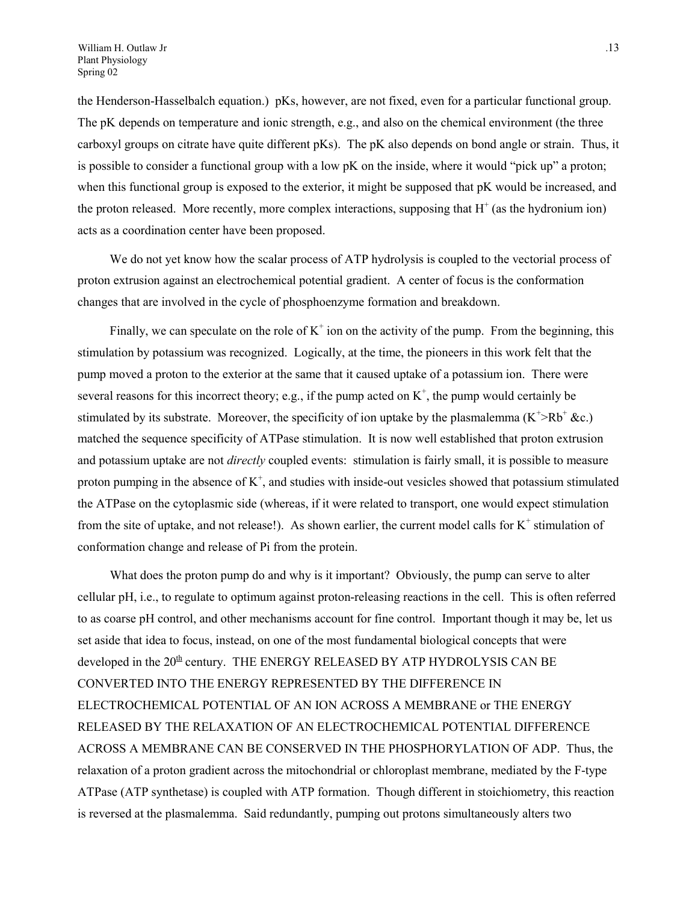the Henderson-Hasselbalch equation.) pKs, however, are not fixed, even for a particular functional group. The pK depends on temperature and ionic strength, e.g., and also on the chemical environment (the three carboxyl groups on citrate have quite different pKs). The pK also depends on bond angle or strain. Thus, it is possible to consider a functional group with a low pK on the inside, where it would "pick up" a proton; when this functional group is exposed to the exterior, it might be supposed that pK would be increased, and the proton released. More recently, more complex interactions, supposing that $H^+$ (as the hydronium ion) acts as a coordination center have been proposed.

We do not yet know how the scalar process of ATP hydrolysis is coupled to the vectorial process of proton extrusion against an electrochemical potential gradient. A center of focus is the conformation changes that are involved in the cycle of phosphoenzyme formation and breakdown.

Finally, we can speculate on the role of $K^+$ ion on the activity of the pump. From the beginning, this stimulation by potassium was recognized. Logically, at the time, the pioneers in this work felt that the pump moved a proton to the exterior at the same that it caused uptake of a potassium ion. There were several reasons for this incorrect theory; e.g., if the pump acted on $K^+$, the pump would certainly be stimulated by its substrate. Moreover, the specificity of ion uptake by the plasmalemma ($K^+$>$Rb^+$ &c.) matched the sequence specificity of ATPase stimulation. It is now well established that proton extrusion and potassium uptake are not *directly* coupled events: stimulation is fairly small, it is possible to measure proton pumping in the absence of $K^+$, and studies with inside-out vesicles showed that potassium stimulated the ATPase on the cytoplasmic side (whereas, if it were related to transport, one would expect stimulation from the site of uptake, and not release!). As shown earlier, the current model calls for $K^+$ stimulation of conformation change and release of Pi from the protein.

What does the proton pump do and why is it important? Obviously, the pump can serve to alter cellular pH, i.e., to regulate to optimum against proton-releasing reactions in the cell. This is often referred to as coarse pH control, and other mechanisms account for fine control. Important though it may be, let us set aside that idea to focus, instead, on one of the most fundamental biological concepts that were developed in the 20th century. THE ENERGY RELEASED BY ATP HYDROLYSIS CAN BE CONVERTED INTO THE ENERGY REPRESENTED BY THE DIFFERENCE IN ELECTROCHEMICAL POTENTIAL OF AN ION ACROSS A MEMBRANE or THE ENERGY RELEASED BY THE RELAXATION OF AN ELECTROCHEMICAL POTENTIAL DIFFERENCE ACROSS A MEMBRANE CAN BE CONSERVED IN THE PHOSPHORYLATION OF ADP. Thus, the relaxation of a proton gradient across the mitochondrial or chloroplast membrane, mediated by the F-type ATPase (ATP synthetase) is coupled with ATP formation. Though different in stoichiometry, this reaction is reversed at the plasmalemma. Said redundantly, pumping out protons simultaneously alters two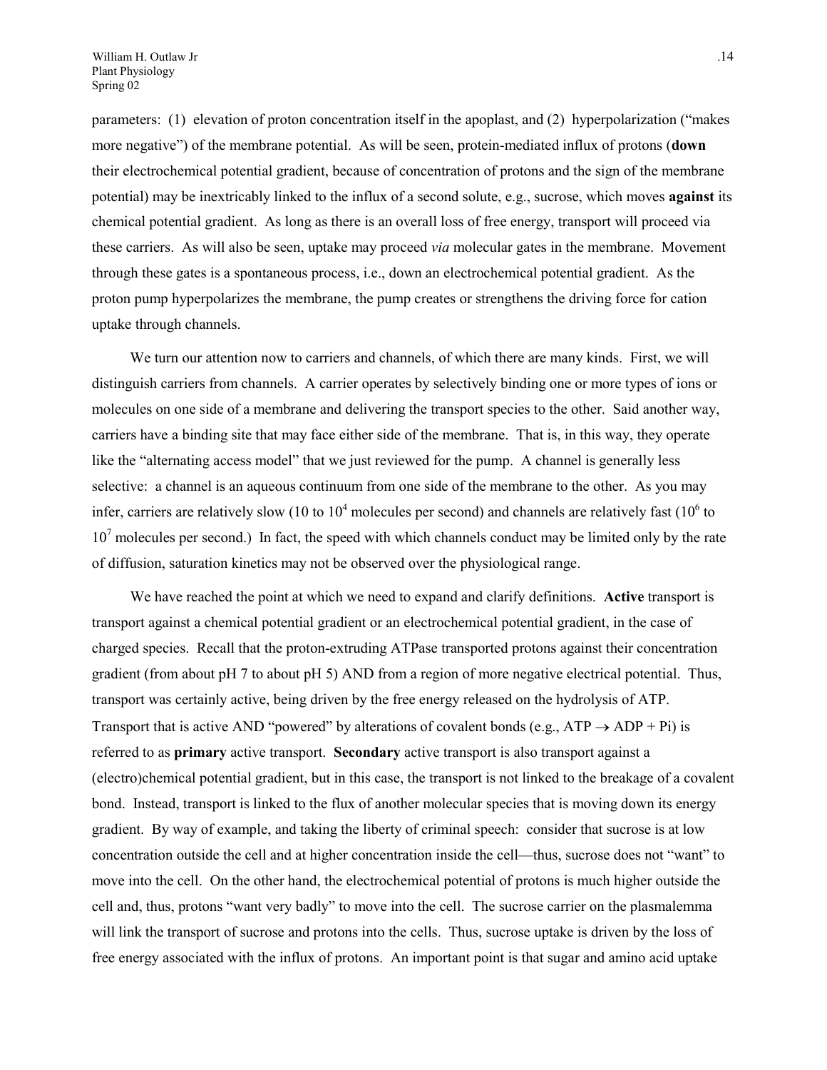parameters: (1) elevation of proton concentration itself in the apoplast, and (2) hyperpolarization ("makes more negative") of the membrane potential. As will be seen, protein-mediated influx of protons (**down** their electrochemical potential gradient, because of concentration of protons and the sign of the membrane potential) may be inextricably linked to the influx of a second solute, e.g., sucrose, which moves **against** its chemical potential gradient. As long as there is an overall loss of free energy, transport will proceed via these carriers. As will also be seen, uptake may proceed *via* molecular gates in the membrane. Movement through these gates is a spontaneous process, i.e., down an electrochemical potential gradient. As the proton pump hyperpolarizes the membrane, the pump creates or strengthens the driving force for cation uptake through channels.

We turn our attention now to carriers and channels, of which there are many kinds. First, we will distinguish carriers from channels. A carrier operates by selectively binding one or more types of ions or molecules on one side of a membrane and delivering the transport species to the other. Said another way, carriers have a binding site that may face either side of the membrane. That is, in this way, they operate like the "alternating access model" that we just reviewed for the pump. A channel is generally less selective: a channel is an aqueous continuum from one side of the membrane to the other. As you may infer, carriers are relatively slow (10 to $10^4$ molecules per second) and channels are relatively fast ($10^6$ to $10^7$ molecules per second.) In fact, the speed with which channels conduct may be limited only by the rate of diffusion, saturation kinetics may not be observed over the physiological range.

We have reached the point at which we need to expand and clarify definitions. **Active** transport is transport against a chemical potential gradient or an electrochemical potential gradient, in the case of charged species. Recall that the proton-extruding ATPase transported protons against their concentration gradient (from about pH 7 to about pH 5) AND from a region of more negative electrical potential. Thus, transport was certainly active, being driven by the free energy released on the hydrolysis of ATP. Transport that is active AND "powered" by alterations of covalent bonds (e.g., $ATP \rightarrow ADP + Pi$) is referred to as **primary** active transport. **Secondary** active transport is also transport against a (electro)chemical potential gradient, but in this case, the transport is not linked to the breakage of a covalent bond. Instead, transport is linked to the flux of another molecular species that is moving down its energy gradient. By way of example, and taking the liberty of criminal speech: consider that sucrose is at low concentration outside the cell and at higher concentration inside the cell—thus, sucrose does not "want" to move into the cell. On the other hand, the electrochemical potential of protons is much higher outside the cell and, thus, protons "want very badly" to move into the cell. The sucrose carrier on the plasmalemma will link the transport of sucrose and protons into the cells. Thus, sucrose uptake is driven by the loss of free energy associated with the influx of protons. An important point is that sugar and amino acid uptake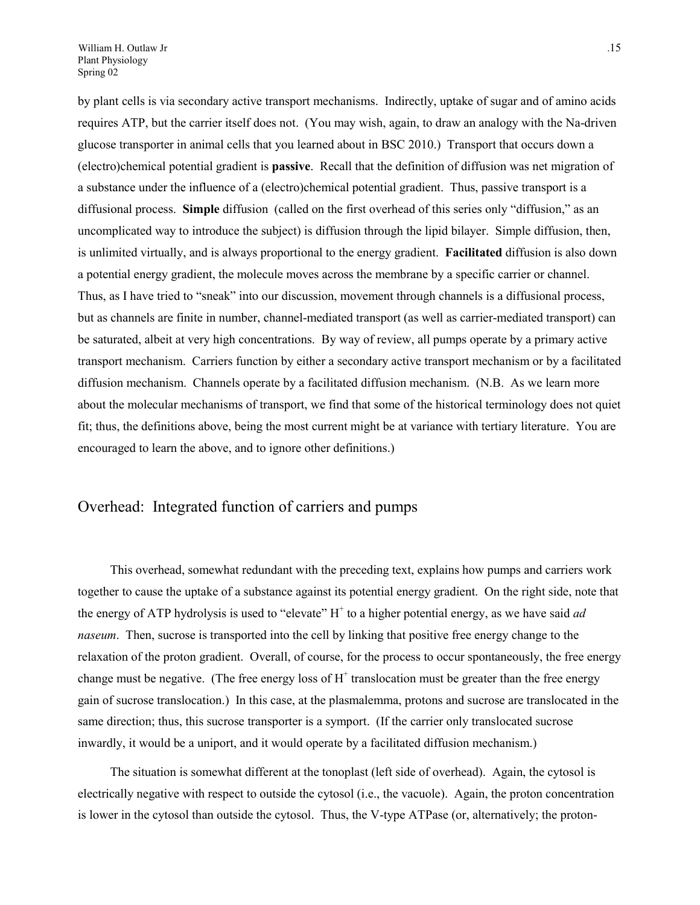by plant cells is via secondary active transport mechanisms. Indirectly, uptake of sugar and of amino acids requires ATP, but the carrier itself does not. (You may wish, again, to draw an analogy with the Na-driven glucose transporter in animal cells that you learned about in BSC 2010.) Transport that occurs down a (electro)chemical potential gradient is **passive**. Recall that the definition of diffusion was net migration of a substance under the influence of a (electro)chemical potential gradient. Thus, passive transport is a diffusional process. **Simple** diffusion (called on the first overhead of this series only "diffusion," as an uncomplicated way to introduce the subject) is diffusion through the lipid bilayer. Simple diffusion, then, is unlimited virtually, and is always proportional to the energy gradient. **Facilitated** diffusion is also down a potential energy gradient, the molecule moves across the membrane by a specific carrier or channel. Thus, as I have tried to "sneak" into our discussion, movement through channels is a diffusional process, but as channels are finite in number, channel-mediated transport (as well as carrier-mediated transport) can be saturated, albeit at very high concentrations. By way of review, all pumps operate by a primary active transport mechanism. Carriers function by either a secondary active transport mechanism or by a facilitated diffusion mechanism. Channels operate by a facilitated diffusion mechanism. (N.B. As we learn more about the molecular mechanisms of transport, we find that some of the historical terminology does not quiet fit; thus, the definitions above, being the most current might be at variance with tertiary literature. You are encouraged to learn the above, and to ignore other definitions.)

## Overhead: Integrated function of carriers and pumps

This overhead, somewhat redundant with the preceding text, explains how pumps and carriers work together to cause the uptake of a substance against its potential energy gradient. On the right side, note that the energy of ATP hydrolysis is used to "elevate" $H^+$ to a higher potential energy, as we have said *ad naseum*. Then, sucrose is transported into the cell by linking that positive free energy change to the relaxation of the proton gradient. Overall, of course, for the process to occur spontaneously, the free energy change must be negative. (The free energy loss of $H^+$ translocation must be greater than the free energy gain of sucrose translocation.) In this case, at the plasmalemma, protons and sucrose are translocated in the same direction; thus, this sucrose transporter is a symport. (If the carrier only translocated sucrose inwardly, it would be a uniport, and it would operate by a facilitated diffusion mechanism.)

The situation is somewhat different at the tonoplast (left side of overhead). Again, the cytosol is electrically negative with respect to outside the cytosol (i.e., the vacuole). Again, the proton concentration is lower in the cytosol than outside the cytosol. Thus, the V-type ATPase (or, alternatively; the proton-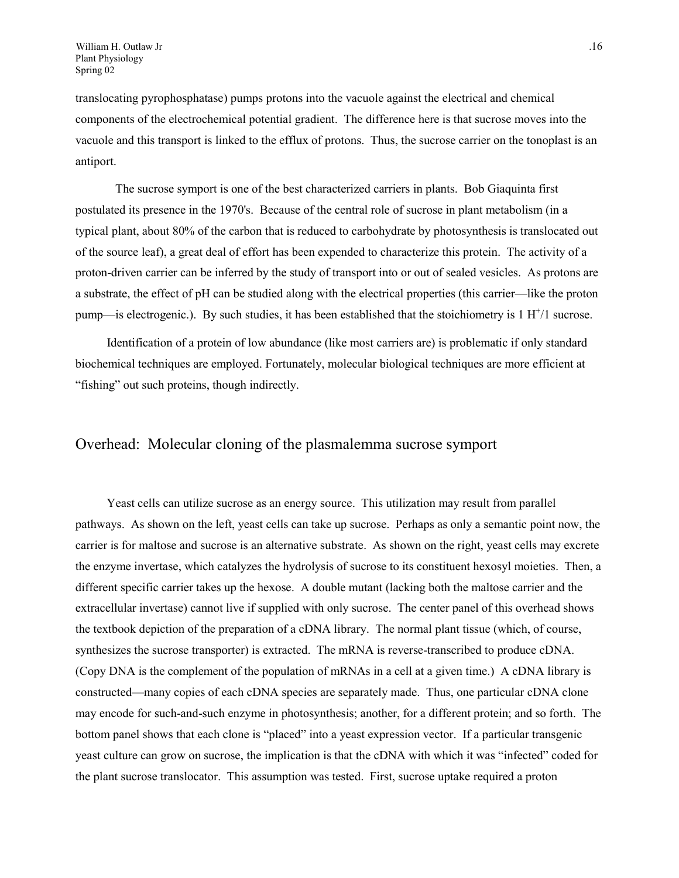translocating pyrophosphatase) pumps protons into the vacuole against the electrical and chemical components of the electrochemical potential gradient. The difference here is that sucrose moves into the vacuole and this transport is linked to the efflux of protons. Thus, the sucrose carrier on the tonoplast is an antiport.

The sucrose symport is one of the best characterized carriers in plants. Bob Giaquinta first postulated its presence in the 1970's. Because of the central role of sucrose in plant metabolism (in a typical plant, about 80% of the carbon that is reduced to carbohydrate by photosynthesis is translocated out of the source leaf), a great deal of effort has been expended to characterize this protein. The activity of a proton-driven carrier can be inferred by the study of transport into or out of sealed vesicles. As protons are a substrate, the effect of pH can be studied along with the electrical properties (this carrier—like the proton pump—is electrogenic.). By such studies, it has been established that the stoichiometry is 1 $H^+$/1 sucrose.

Identification of a protein of low abundance (like most carriers are) is problematic if only standard biochemical techniques are employed. Fortunately, molecular biological techniques are more efficient at "fishing" out such proteins, though indirectly.

## Overhead: Molecular cloning of the plasmalemma sucrose symport

Yeast cells can utilize sucrose as an energy source. This utilization may result from parallel pathways. As shown on the left, yeast cells can take up sucrose. Perhaps as only a semantic point now, the carrier is for maltose and sucrose is an alternative substrate. As shown on the right, yeast cells may excrete the enzyme invertase, which catalyzes the hydrolysis of sucrose to its constituent hexosyl moieties. Then, a different specific carrier takes up the hexose. A double mutant (lacking both the maltose carrier and the extracellular invertase) cannot live if supplied with only sucrose. The center panel of this overhead shows the textbook depiction of the preparation of a cDNA library. The normal plant tissue (which, of course, synthesizes the sucrose transporter) is extracted. The mRNA is reverse-transcribed to produce cDNA. (Copy DNA is the complement of the population of mRNAs in a cell at a given time.) A cDNA library is constructed—many copies of each cDNA species are separately made. Thus, one particular cDNA clone may encode for such-and-such enzyme in photosynthesis; another, for a different protein; and so forth. The bottom panel shows that each clone is "placed" into a yeast expression vector. If a particular transgenic yeast culture can grow on sucrose, the implication is that the cDNA with which it was "infected" coded for the plant sucrose translocator. This assumption was tested. First, sucrose uptake required a proton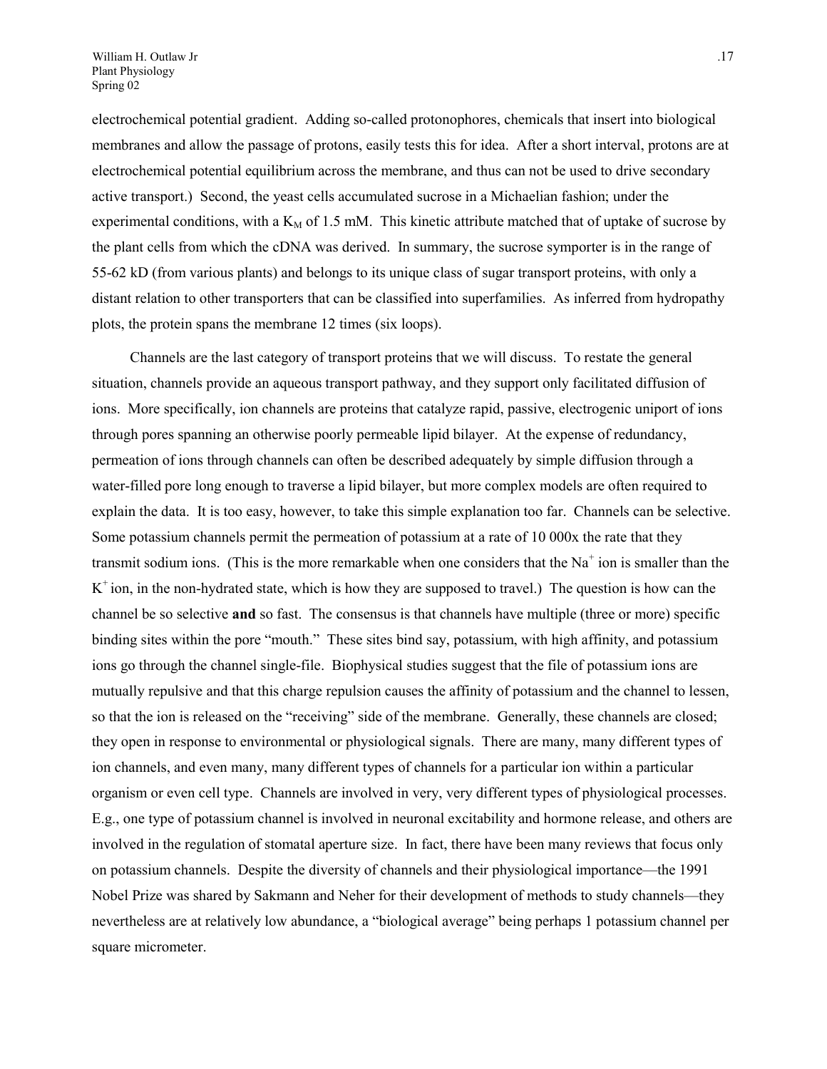electrochemical potential gradient. Adding so-called protonophores, chemicals that insert into biological membranes and allow the passage of protons, easily tests this for idea. After a short interval, protons are at electrochemical potential equilibrium across the membrane, and thus can not be used to drive secondary active transport.) Second, the yeast cells accumulated sucrose in a Michaelian fashion; under the experimental conditions, with a $K_M$ of 1.5 mM. This kinetic attribute matched that of uptake of sucrose by the plant cells from which the cDNA was derived. In summary, the sucrose symporter is in the range of 55-62 kD (from various plants) and belongs to its unique class of sugar transport proteins, with only a distant relation to other transporters that can be classified into superfamilies. As inferred from hydropathy plots, the protein spans the membrane 12 times (six loops).

Channels are the last category of transport proteins that we will discuss. To restate the general situation, channels provide an aqueous transport pathway, and they support only facilitated diffusion of ions. More specifically, ion channels are proteins that catalyze rapid, passive, electrogenic uniport of ions through pores spanning an otherwise poorly permeable lipid bilayer. At the expense of redundancy, permeation of ions through channels can often be described adequately by simple diffusion through a water-filled pore long enough to traverse a lipid bilayer, but more complex models are often required to explain the data. It is too easy, however, to take this simple explanation too far. Channels can be selective. Some potassium channels permit the permeation of potassium at a rate of 10 000x the rate that they transmit sodium ions. (This is the more remarkable when one considers that the $Na^+$ ion is smaller than the $K^+$ ion, in the non-hydrated state, which is how they are supposed to travel.) The question is how can the channel be so selective **and** so fast. The consensus is that channels have multiple (three or more) specific binding sites within the pore "mouth." These sites bind say, potassium, with high affinity, and potassium ions go through the channel single-file. Biophysical studies suggest that the file of potassium ions are mutually repulsive and that this charge repulsion causes the affinity of potassium and the channel to lessen, so that the ion is released on the "receiving" side of the membrane. Generally, these channels are closed; they open in response to environmental or physiological signals. There are many, many different types of ion channels, and even many, many different types of channels for a particular ion within a particular organism or even cell type. Channels are involved in very, very different types of physiological processes. E.g., one type of potassium channel is involved in neuronal excitability and hormone release, and others are involved in the regulation of stomatal aperture size. In fact, there have been many reviews that focus only on potassium channels. Despite the diversity of channels and their physiological importance—the 1991 Nobel Prize was shared by Sakmann and Neher for their development of methods to study channels—they nevertheless are at relatively low abundance, a "biological average" being perhaps 1 potassium channel per square micrometer.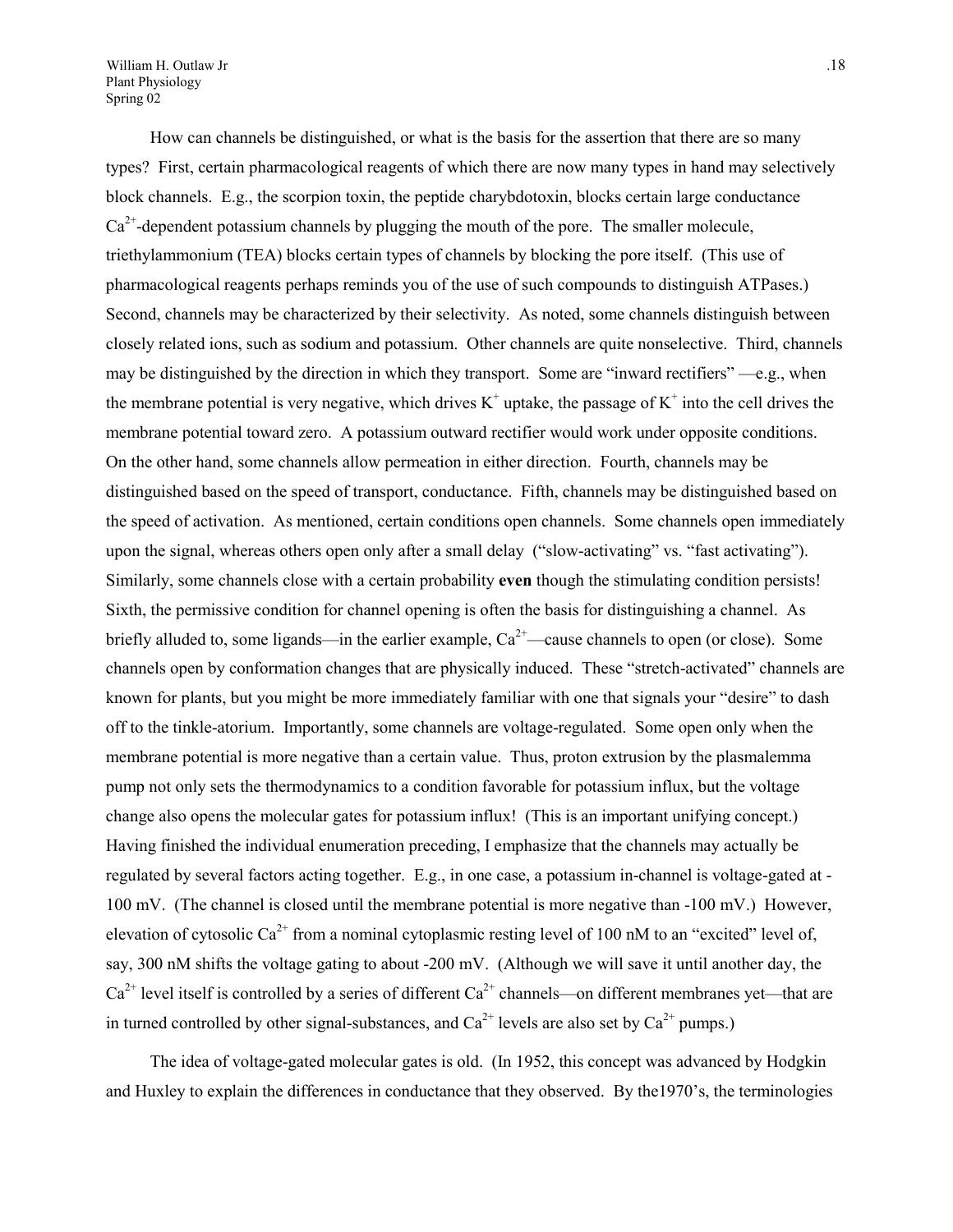How can channels be distinguished, or what is the basis for the assertion that there are so many types? First, certain pharmacological reagents of which there are now many types in hand may selectively block channels. E.g., the scorpion toxin, the peptide charybdotoxin, blocks certain large conductance $Ca^{2+}$-dependent potassium channels by plugging the mouth of the pore. The smaller molecule, triethylammonium (TEA) blocks certain types of channels by blocking the pore itself. (This use of pharmacological reagents perhaps reminds you of the use of such compounds to distinguish ATPases.) Second, channels may be characterized by their selectivity. As noted, some channels distinguish between closely related ions, such as sodium and potassium. Other channels are quite nonselective. Third, channels may be distinguished by the direction in which they transport. Some are "inward rectifiers" —e.g., when the membrane potential is very negative, which drives $K^+$ uptake, the passage of $K^+$ into the cell drives the membrane potential toward zero. A potassium outward rectifier would work under opposite conditions. On the other hand, some channels allow permeation in either direction. Fourth, channels may be distinguished based on the speed of transport, conductance. Fifth, channels may be distinguished based on the speed of activation. As mentioned, certain conditions open channels. Some channels open immediately upon the signal, whereas others open only after a small delay ("slow-activating" vs. "fast activating"). Similarly, some channels close with a certain probability **even** though the stimulating condition persists! Sixth, the permissive condition for channel opening is often the basis for distinguishing a channel. As briefly alluded to, some ligands—in the earlier example, $Ca^{2+}$—cause channels to open (or close). Some channels open by conformation changes that are physically induced. These "stretch-activated" channels are known for plants, but you might be more immediately familiar with one that signals your "desire" to dash off to the tinkle-atorium. Importantly, some channels are voltage-regulated. Some open only when the membrane potential is more negative than a certain value. Thus, proton extrusion by the plasmalemma pump not only sets the thermodynamics to a condition favorable for potassium influx, but the voltage change also opens the molecular gates for potassium influx! (This is an important unifying concept.) Having finished the individual enumeration preceding, I emphasize that the channels may actually be regulated by several factors acting together. E.g., in one case, a potassium in-channel is voltage-gated at -100 mV. (The channel is closed until the membrane potential is more negative than -100 mV.) However, elevation of cytosolic $Ca^{2+}$ from a nominal cytoplasmic resting level of 100 nM to an "excited" level of, say, 300 nM shifts the voltage gating to about -200 mV. (Although we will save it until another day, the $Ca^{2+}$ level itself is controlled by a series of different $Ca^{2+}$ channels—on different membranes yet—that are in turned controlled by other signal-substances, and $Ca^{2+}$ levels are also set by $Ca^{2+}$ pumps.)

The idea of voltage-gated molecular gates is old. (In 1952, this concept was advanced by Hodgkin and Huxley to explain the differences in conductance that they observed. By the1970's, the terminologies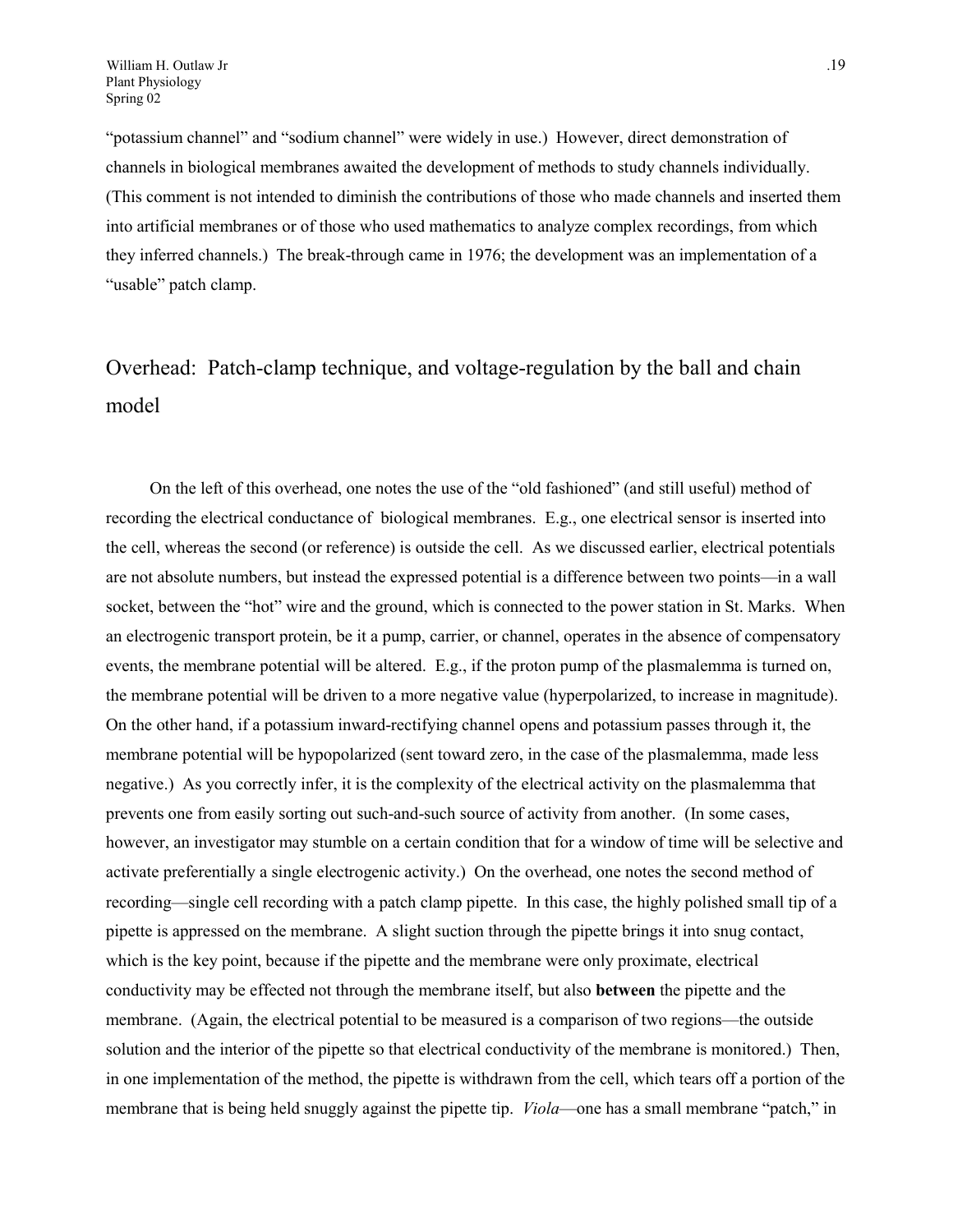"potassium channel" and "sodium channel" were widely in use.) However, direct demonstration of channels in biological membranes awaited the development of methods to study channels individually. (This comment is not intended to diminish the contributions of those who made channels and inserted them into artificial membranes or of those who used mathematics to analyze complex recordings, from which they inferred channels.) The break-through came in 1976; the development was an implementation of a "usable" patch clamp.

## Overhead: Patch-clamp technique, and voltage-regulation by the ball and chain model

On the left of this overhead, one notes the use of the "old fashioned" (and still useful) method of recording the electrical conductance of biological membranes. E.g., one electrical sensor is inserted into the cell, whereas the second (or reference) is outside the cell. As we discussed earlier, electrical potentials are not absolute numbers, but instead the expressed potential is a difference between two points—in a wall socket, between the "hot" wire and the ground, which is connected to the power station in St. Marks. When an electrogenic transport protein, be it a pump, carrier, or channel, operates in the absence of compensatory events, the membrane potential will be altered. E.g., if the proton pump of the plasmalemma is turned on, the membrane potential will be driven to a more negative value (hyperpolarized, to increase in magnitude). On the other hand, if a potassium inward-rectifying channel opens and potassium passes through it, the membrane potential will be hypopolarized (sent toward zero, in the case of the plasmalemma, made less negative.) As you correctly infer, it is the complexity of the electrical activity on the plasmalemma that prevents one from easily sorting out such-and-such source of activity from another. (In some cases, however, an investigator may stumble on a certain condition that for a window of time will be selective and activate preferentially a single electrogenic activity.) On the overhead, one notes the second method of recording—single cell recording with a patch clamp pipette. In this case, the highly polished small tip of a pipette is appressed on the membrane. A slight suction through the pipette brings it into snug contact, which is the key point, because if the pipette and the membrane were only proximate, electrical conductivity may be effected not through the membrane itself, but also **between** the pipette and the membrane. (Again, the electrical potential to be measured is a comparison of two regions—the outside solution and the interior of the pipette so that electrical conductivity of the membrane is monitored.) Then, in one implementation of the method, the pipette is withdrawn from the cell, which tears off a portion of the membrane that is being held snuggly against the pipette tip. *Viola*—one has a small membrane "patch," in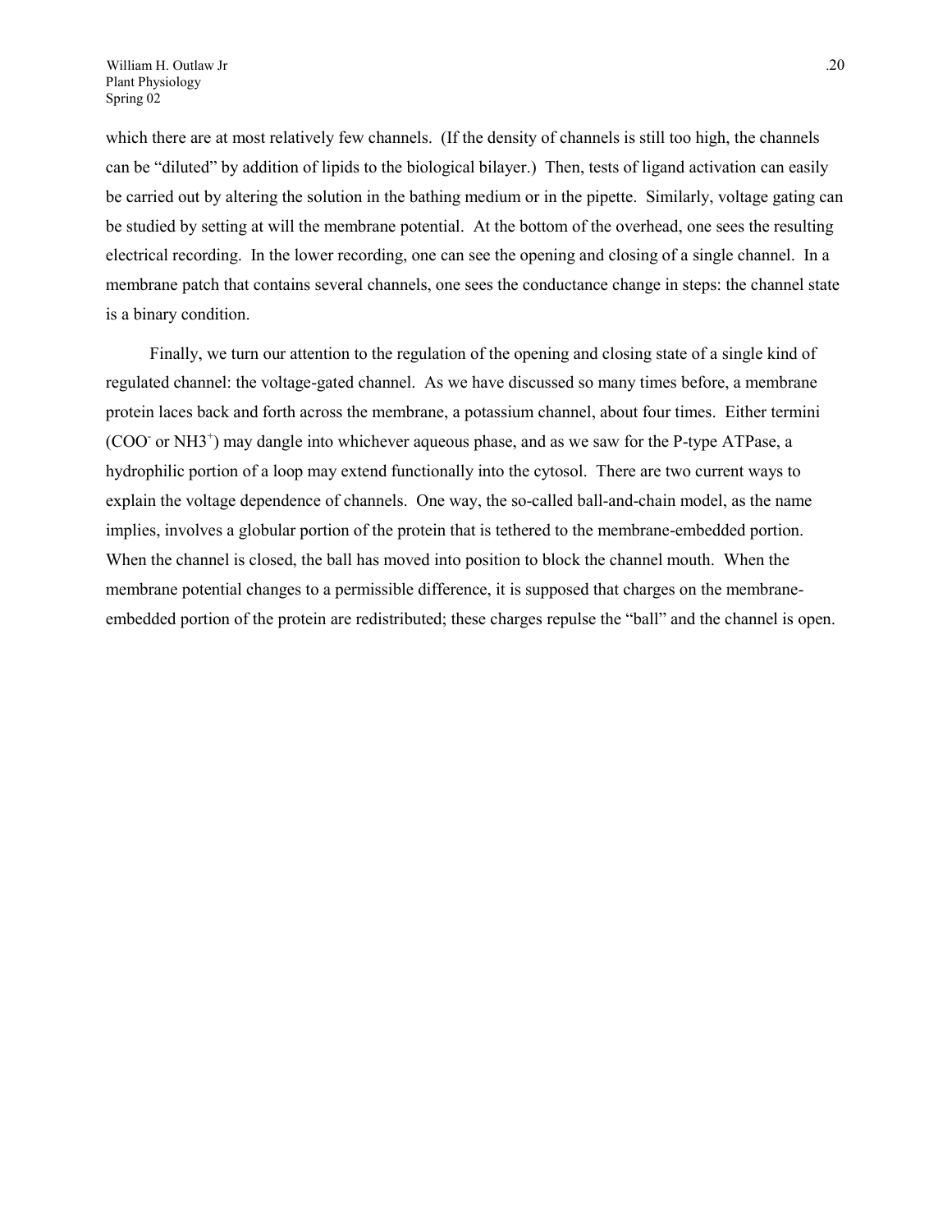which there are at most relatively few channels. (If the density of channels is still too high, the channels can be "diluted" by addition of lipids to the biological bilayer.) Then, tests of ligand activation can easily be carried out by altering the solution in the bathing medium or in the pipette. Similarly, voltage gating can be studied by setting at will the membrane potential. At the bottom of the overhead, one sees the resulting electrical recording. In the lower recording, one can see the opening and closing of a single channel. In a membrane patch that contains several channels, one sees the conductance change in steps: the channel state is a binary condition.

Finally, we turn our attention to the regulation of the opening and closing state of a single kind of regulated channel: the voltage-gated channel. As we have discussed so many times before, a membrane protein laces back and forth across the membrane, a potassium channel, about four times. Either termini ($COO^-$ or $NH3^+$) may dangle into whichever aqueous phase, and as we saw for the P-type ATPase, a hydrophilic portion of a loop may extend functionally into the cytosol. There are two current ways to explain the voltage dependence of channels. One way, the so-called ball-and-chain model, as the name implies, involves a globular portion of the protein that is tethered to the membrane-embedded portion. When the channel is closed, the ball has moved into position to block the channel mouth. When the membrane potential changes to a permissible difference, it is supposed that charges on the membrane-embedded portion of the protein are redistributed; these charges repulse the "ball" and the channel is open.